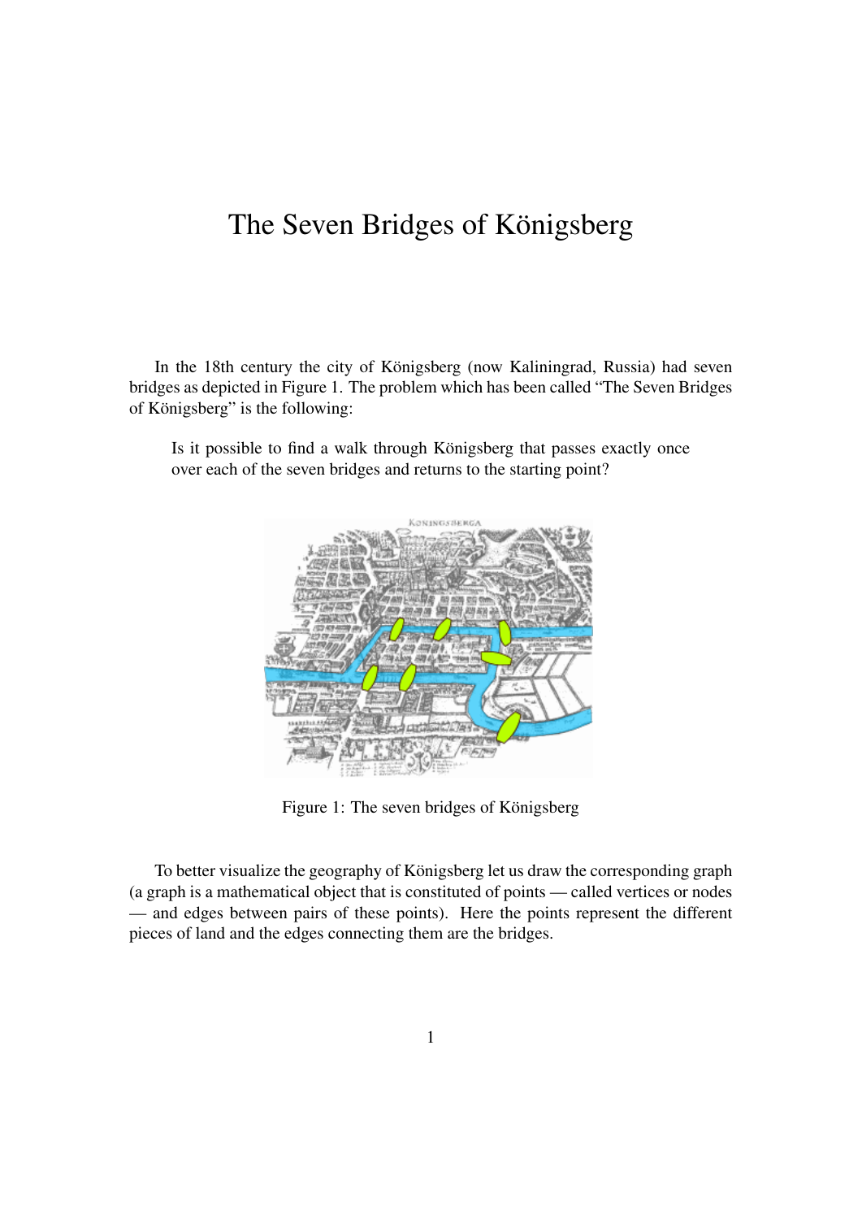# The Seven Bridges of Königsberg

In the 18th century the city of Königsberg (now Kaliningrad, Russia) had seven bridges as depicted in Figure 1. The problem which has been called "The Seven Bridges of Königsberg" is the following:

> Is it possible to find a walk through Königsberg that passes exactly once over each of the seven bridges and returns to the starting point?

Figure 1: The seven bridges of Königsberg

To better visualize the geography of Königsberg let us draw the corresponding graph (a graph is a mathematical object that is constituted of points — called vertices or nodes — and edges between pairs of these points). Here the points represent the different pieces of land and the edges connecting them are the bridges.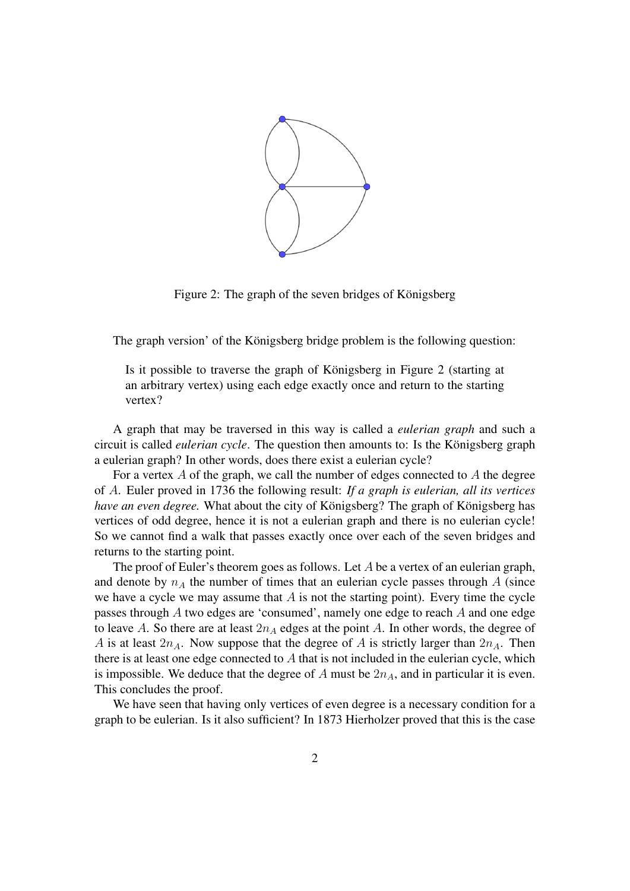Figure 2: The graph of the seven bridges of Königsberg

The graph version' of the Königsberg bridge problem is the following question:

> Is it possible to traverse the graph of Königsberg in Figure 2 (starting at an arbitrary vertex) using each edge exactly once and return to the starting vertex?

A graph that may be traversed in this way is called a *eulerian graph* and such a circuit is called *eulerian cycle*. The question then amounts to: Is the Königsberg graph a eulerian graph? In other words, does there exist a eulerian cycle?

For a vertex $A$ of the graph, we call the number of edges connected to $A$ the degree of $A$. Euler proved in 1736 the following result: *If a graph is eulerian, all its vertices have an even degree.* What about the city of Königsberg? The graph of Königsberg has vertices of odd degree, hence it is not a eulerian graph and there is no eulerian cycle! So we cannot find a walk that passes exactly once over each of the seven bridges and returns to the starting point.

The proof of Euler's theorem goes as follows. Let $A$ be a vertex of an eulerian graph, and denote by $n_A$ the number of times that an eulerian cycle passes through $A$ (since we have a cycle we may assume that $A$ is not the starting point). Every time the cycle passes through $A$ two edges are 'consumed', namely one edge to reach $A$ and one edge to leave $A$. So there are at least $2n_A$ edges at the point $A$. In other words, the degree of $A$ is at least $2n_A$. Now suppose that the degree of $A$ is strictly larger than $2n_A$. Then there is at least one edge connected to $A$ that is not included in the eulerian cycle, which is impossible. We deduce that the degree of $A$ must be $2n_A$, and in particular it is even. This concludes the proof.

We have seen that having only vertices of even degree is a necessary condition for a graph to be eulerian. Is it also sufficient? In 1873 Hierholzer proved that this is the case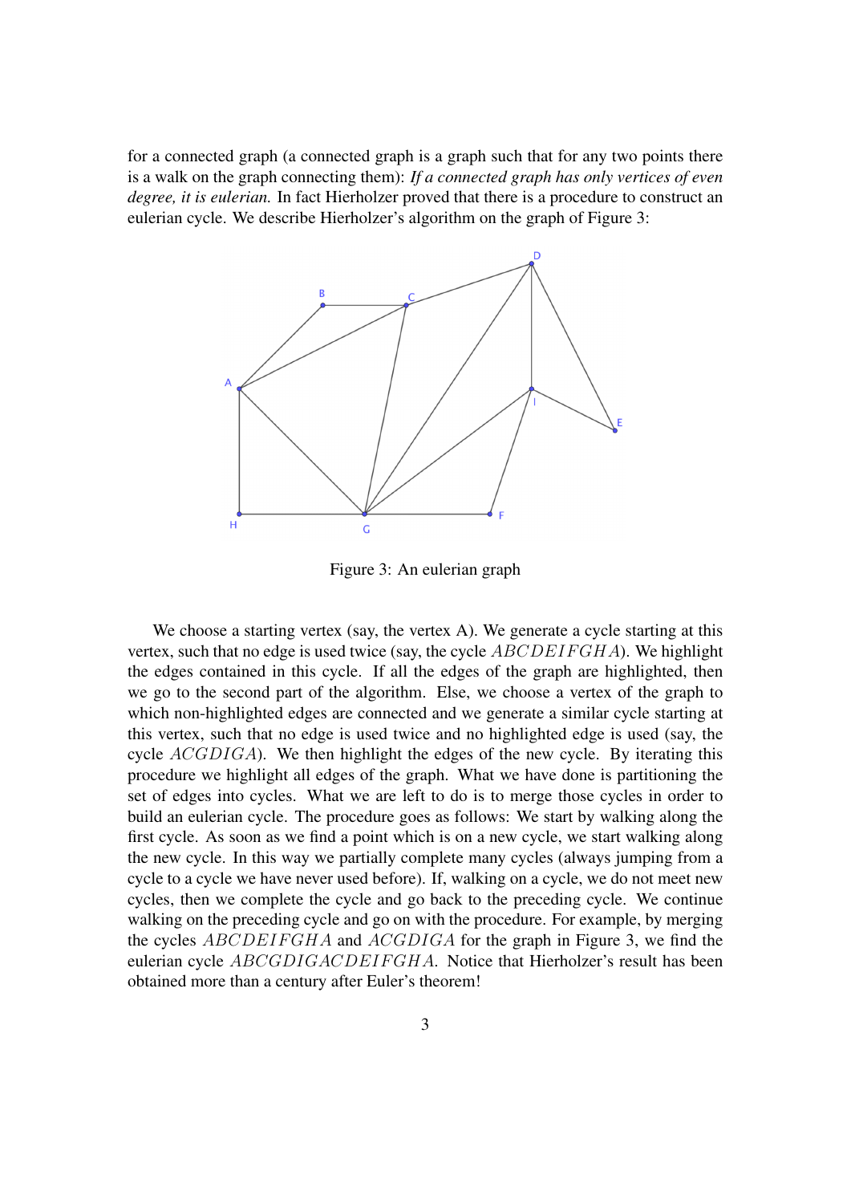for a connected graph (a connected graph is a graph such that for any two points there is a walk on the graph connecting them): *If a connected graph has only vertices of even degree, it is eulerian.* In fact Hierholzer proved that there is a procedure to construct an eulerian cycle. We describe Hierholzer's algorithm on the graph of Figure 3:

Figure 3: An eulerian graph

We choose a starting vertex (say, the vertex A). We generate a cycle starting at this vertex, such that no edge is used twice (say, the cycle $ABCDEIFGHA$). We highlight the edges contained in this cycle. If all the edges of the graph are highlighted, then we go to the second part of the algorithm. Else, we choose a vertex of the graph to which non-highlighted edges are connected and we generate a similar cycle starting at this vertex, such that no edge is used twice and no highlighted edge is used (say, the cycle $ACGDIGA$). We then highlight the edges of the new cycle. By iterating this procedure we highlight all edges of the graph. What we have done is partitioning the set of edges into cycles. What we are left to do is to merge those cycles in order to build an eulerian cycle. The procedure goes as follows: We start by walking along the first cycle. As soon as we find a point which is on a new cycle, we start walking along the new cycle. In this way we partially complete many cycles (always jumping from a cycle to a cycle we have never used before). If, walking on a cycle, we do not meet new cycles, then we complete the cycle and go back to the preceding cycle. We continue walking on the preceding cycle and go on with the procedure. For example, by merging the cycles $ABCDEIFGHA$ and $ACGDIGA$ for the graph in Figure 3, we find the eulerian cycle $ABCGDIGACDEIFGHA$. Notice that Hierholzer's result has been obtained more than a century after Euler's theorem!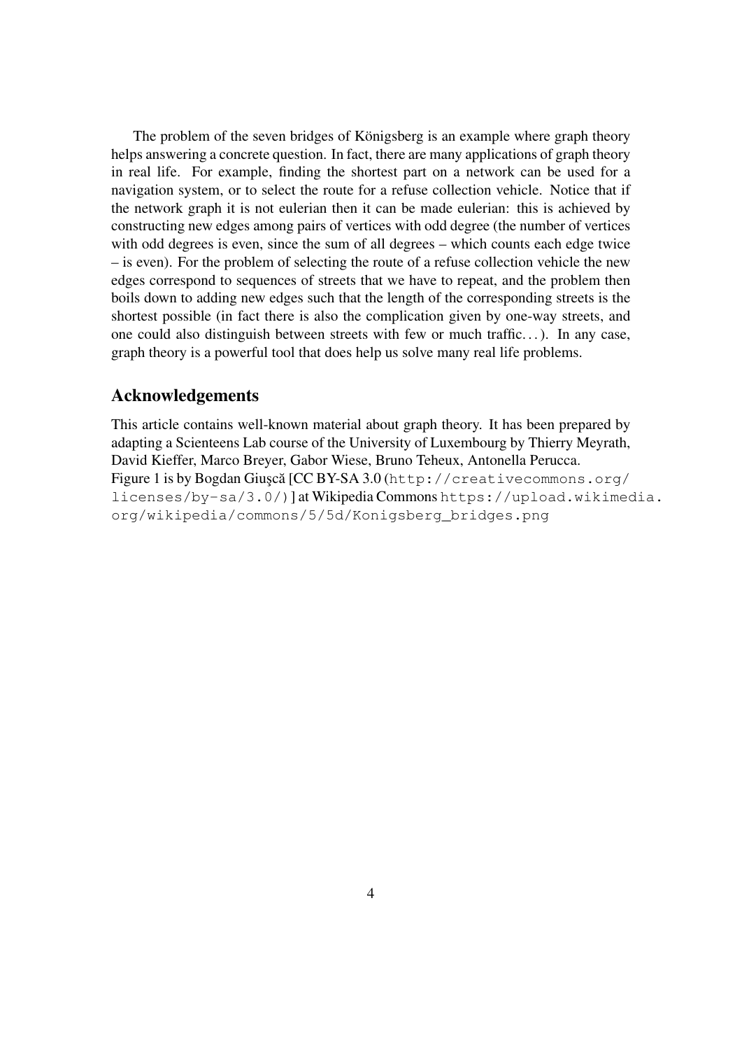The problem of the seven bridges of Königsberg is an example where graph theory helps answering a concrete question. In fact, there are many applications of graph theory in real life. For example, finding the shortest part on a network can be used for a navigation system, or to select the route for a refuse collection vehicle. Notice that if the network graph it is not eulerian then it can be made eulerian: this is achieved by constructing new edges among pairs of vertices with odd degree (the number of vertices with odd degrees is even, since the sum of all degrees – which counts each edge twice – is even). For the problem of selecting the route of a refuse collection vehicle the new edges correspond to sequences of streets that we have to repeat, and the problem then boils down to adding new edges such that the length of the corresponding streets is the shortest possible (in fact there is also the complication given by one-way streets, and one could also distinguish between streets with few or much traffic...). In any case, graph theory is a powerful tool that does help us solve many real life problems.

## Acknowledgements

This article contains well-known material about graph theory. It has been prepared by adapting a Scienteens Lab course of the University of Luxembourg by Thierry Meyrath, David Kieffer, Marco Breyer, Gabor Wiese, Bruno Teheux, Antonella Perucca.
Figure 1 is by Bogdan Giuşcă [CC BY-SA 3.0 (`http://creativecommons.org/licenses/by-sa/3.0/`)] at Wikipedia Commons `https://upload.wikimedia.org/wikipedia/commons/5/5d/Konigsberg_bridges.png`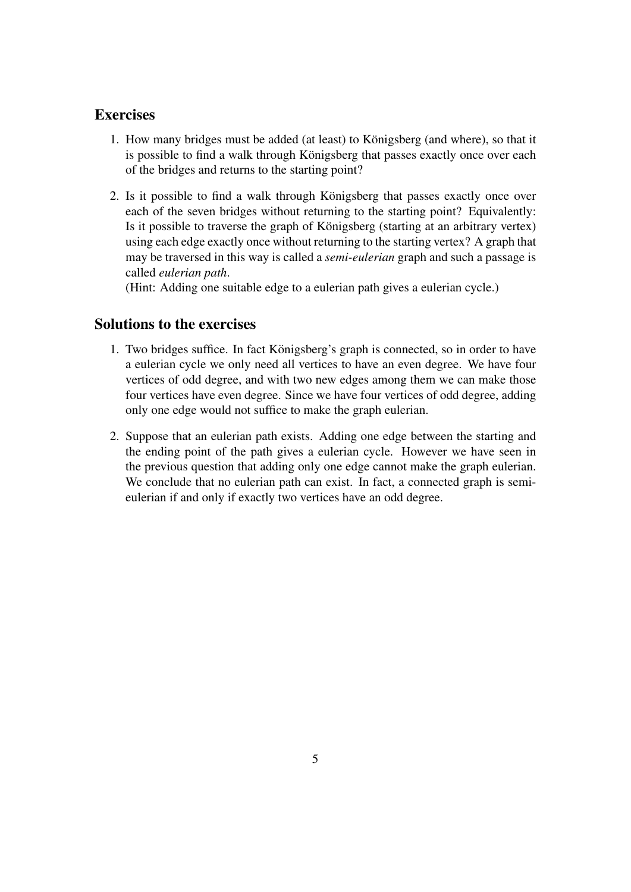## Exercises

1. How many bridges must be added (at least) to Königsberg (and where), so that it is possible to find a walk through Königsberg that passes exactly once over each of the bridges and returns to the starting point?

2. Is it possible to find a walk through Königsberg that passes exactly once over each of the seven bridges without returning to the starting point? Equivalently: Is it possible to traverse the graph of Königsberg (starting at an arbitrary vertex) using each edge exactly once without returning to the starting vertex? A graph that may be traversed in this way is called a *semi-eulerian* graph and such a passage is called *eulerian path*.
   (Hint: Adding one suitable edge to a eulerian path gives a eulerian cycle.)

## Solutions to the exercises

1. Two bridges suffice. In fact Königsberg's graph is connected, so in order to have a eulerian cycle we only need all vertices to have an even degree. We have four vertices of odd degree, and with two new edges among them we can make those four vertices have even degree. Since we have four vertices of odd degree, adding only one edge would not suffice to make the graph eulerian.

2. Suppose that an eulerian path exists. Adding one edge between the starting and the ending point of the path gives a eulerian cycle. However we have seen in the previous question that adding only one edge cannot make the graph eulerian. We conclude that no eulerian path can exist. In fact, a connected graph is semi-eulerian if and only if exactly two vertices have an odd degree.